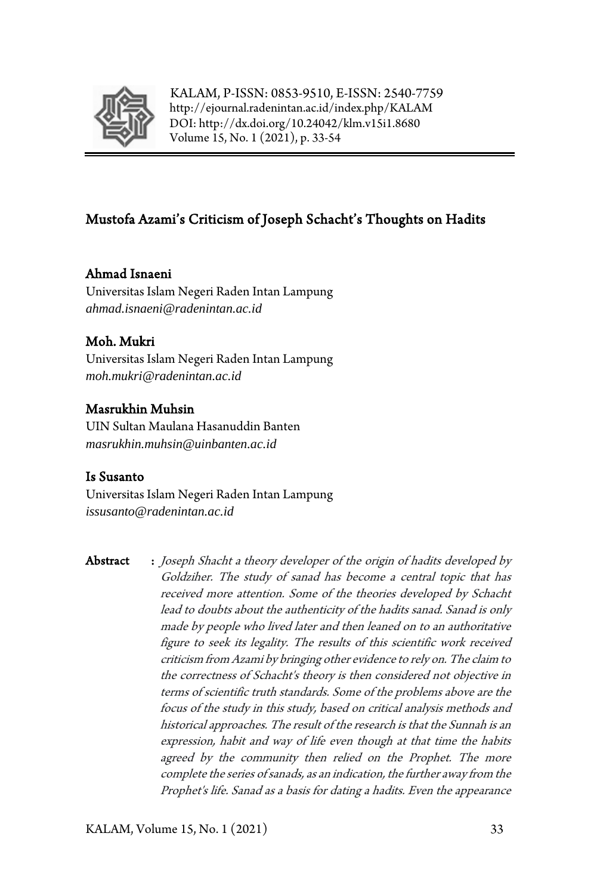KALAM, P-ISSN: 0853-9510, E-ISSN: 2540-7759
http://ejournal.radenintan.ac.id/index.php/KALAM
DOI: http://dx.doi.org/10.24042/klm.v15i1.8680
Volume 15, No. 1 (2021), p. 33-54

# Mustofa Azami's Criticism of Joseph Schacht's Thoughts on Hadits

**Ahmad Isnaeni**
Universitas Islam Negeri Raden Intan Lampung
*ahmad.isnaeni@radenintan.ac.id*

**Moh. Mukri**
Universitas Islam Negeri Raden Intan Lampung
*moh.mukri@radenintan.ac.id*

**Masrukhin Muhsin**
UIN Sultan Maulana Hasanuddin Banten
*masrukhin.muhsin@uinbanten.ac.id*

**Is Susanto**
Universitas Islam Negeri Raden Intan Lampung
*issusanto@radenintan.ac.id*

**Abstract** : *Joseph Shacht a theory developer of the origin of hadits developed by Goldziher. The study of sanad has become a central topic that has received more attention. Some of the theories developed by Schacht lead to doubts about the authenticity of the hadits sanad. Sanad is only made by people who lived later and then leaned on to an authoritative figure to seek its legality. The results of this scientific work received criticism from Azami by bringing other evidence to rely on. The claim to the correctness of Schacht's theory is then considered not objective in terms of scientific truth standards. Some of the problems above are the focus of the study in this study, based on critical analysis methods and historical approaches. The result of the research is that the Sunnah is an expression, habit and way of life even though at that time the habits agreed by the community then relied on the Prophet. The more complete the series of sanads, as an indication, the further away from the Prophet's life. Sanad as a basis for dating a hadits. Even the appearance*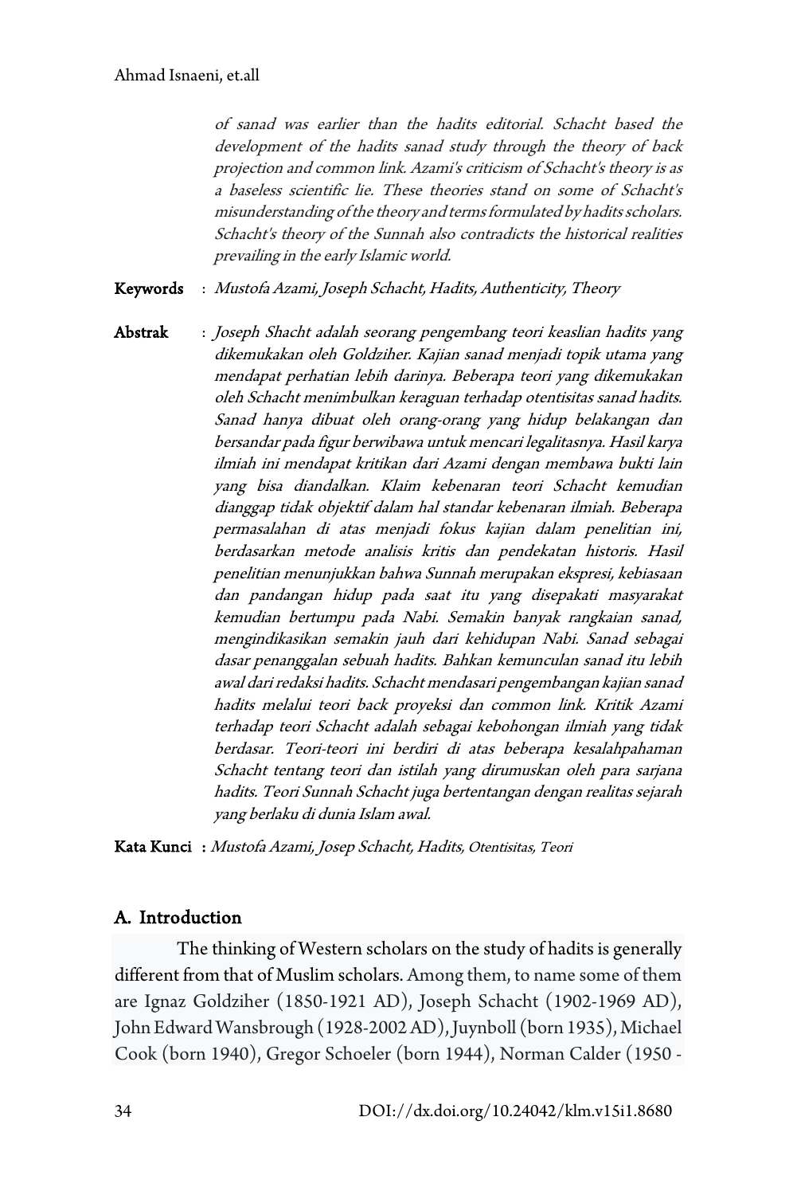*of sanad was earlier than the hadits editorial. Schacht based the development of the hadits sanad study through the theory of back projection and common link. Azami's criticism of Schacht's theory is as a baseless scientific lie. These theories stand on some of Schacht's misunderstanding of the theory and terms formulated by hadits scholars. Schacht's theory of the Sunnah also contradicts the historical realities prevailing in the early Islamic world.*

**Keywords** : *Mustofa Azami, Joseph Schacht, Hadits, Authenticity, Theory*

**Abstrak** : *Joseph Shacht adalah seorang pengembang teori keaslian hadits yang dikemukakan oleh Goldziher. Kajian sanad menjadi topik utama yang mendapat perhatian lebih darinya. Beberapa teori yang dikemukakan oleh Schacht menimbulkan keraguan terhadap otentisitas sanad hadits. Sanad hanya dibuat oleh orang-orang yang hidup belakangan dan bersandar pada figur berwibawa untuk mencari legalitasnya. Hasil karya ilmiah ini mendapat kritikan dari Azami dengan membawa bukti lain yang bisa diandalkan. Klaim kebenaran teori Schacht kemudian dianggap tidak objektif dalam hal standar kebenaran ilmiah. Beberapa permasalahan di atas menjadi fokus kajian dalam penelitian ini, berdasarkan metode analisis kritis dan pendekatan historis. Hasil penelitian menunjukkan bahwa Sunnah merupakan ekspresi, kebiasaan dan pandangan hidup pada saat itu yang disepakati masyarakat kemudian bertumpu pada Nabi. Semakin banyak rangkaian sanad, mengindikasikan semakin jauh dari kehidupan Nabi. Sanad sebagai dasar penanggalan sebuah hadits. Bahkan kemunculan sanad itu lebih awal dari redaksi hadits. Schacht mendasari pengembangan kajian sanad hadits melalui teori back proyeksi dan common link. Kritik Azami terhadap teori Schacht adalah sebagai kebohongan ilmiah yang tidak berdasar. Teori-teori ini berdiri di atas beberapa kesalahpahaman Schacht tentang teori dan istilah yang dirumuskan oleh para sarjana hadits. Teori Sunnah Schacht juga bertentangan dengan realitas sejarah yang berlaku di dunia Islam awal.*

**Kata Kunci** : *Mustofa Azami, Josep Schacht, Hadits, Otentisitas, Teori*

## A. Introduction

The thinking of Western scholars on the study of hadits is generally different from that of Muslim scholars. Among them, to name some of them are Ignaz Goldziher (1850-1921 AD), Joseph Schacht (1902-1969 AD), John Edward Wansbrough (1928-2002 AD), Juynboll (born 1935), Michael Cook (born 1940), Gregor Schoeler (born 1944), Norman Calder (1950 -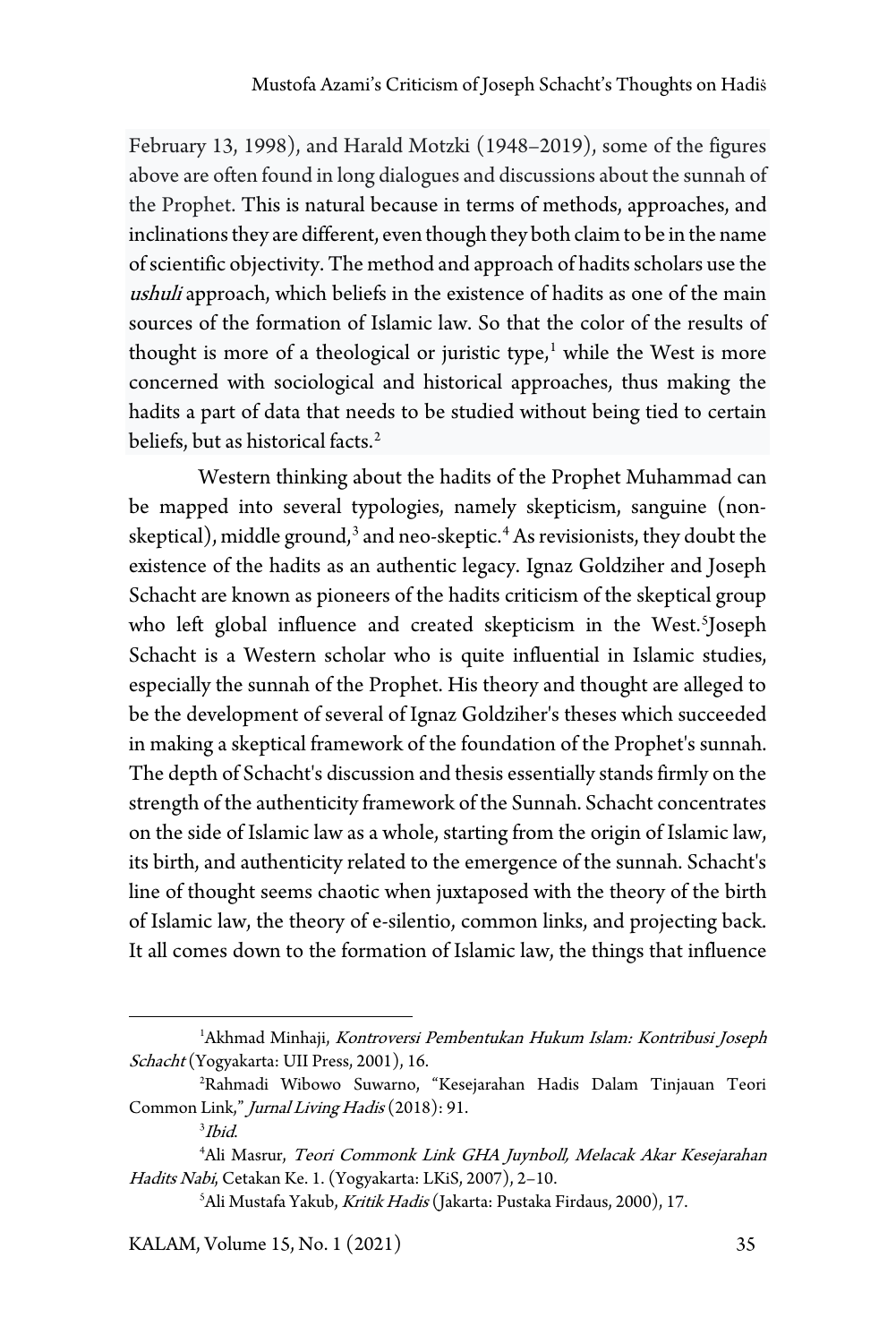February 13, 1998), and Harald Motzki (1948–2019), some of the figures above are often found in long dialogues and discussions about the sunnah of the Prophet. This is natural because in terms of methods, approaches, and inclinations they are different, even though they both claim to be in the name of scientific objectivity. The method and approach of hadits scholars use the *ushuli* approach, which beliefs in the existence of hadits as one of the main sources of the formation of Islamic law. So that the color of the results of thought is more of a theological or juristic type,[1] while the West is more concerned with sociological and historical approaches, thus making the hadits a part of data that needs to be studied without being tied to certain beliefs, but as historical facts.[2]

Western thinking about the hadits of the Prophet Muhammad can be mapped into several typologies, namely skepticism, sanguine (non-skeptical), middle ground,[3] and neo-skeptic.[4] As revisionists, they doubt the existence of the hadits as an authentic legacy. Ignaz Goldziher and Joseph Schacht are known as pioneers of the hadits criticism of the skeptical group who left global influence and created skepticism in the West.[5]Joseph Schacht is a Western scholar who is quite influential in Islamic studies, especially the sunnah of the Prophet. His theory and thought are alleged to be the development of several of Ignaz Goldziher's theses which succeeded in making a skeptical framework of the foundation of the Prophet's sunnah. The depth of Schacht's discussion and thesis essentially stands firmly on the strength of the authenticity framework of the Sunnah. Schacht concentrates on the side of Islamic law as a whole, starting from the origin of Islamic law, its birth, and authenticity related to the emergence of the sunnah. Schacht's line of thought seems chaotic when juxtaposed with the theory of the birth of Islamic law, the theory of e-silentio, common links, and projecting back. It all comes down to the formation of Islamic law, the things that influence

---

[1] Akhmad Minhaji, *Kontroversi Pembentukan Hukum Islam: Kontribusi Joseph Schacht* (Yogyakarta: UII Press, 2001), 16.

[2] Rahmadi Wibowo Suwarno, "Kesejarahan Hadis Dalam Tinjauan Teori Common Link," *Jurnal Living Hadis* (2018): 91.

[3] *Ibid.*

[4] Ali Masrur, *Teori Commonk Link GHA Juynboll, Melacak Akar Kesejarahan Hadits Nabi*, Cetakan Ke. 1. (Yogyakarta: LKiS, 2007), 2–10.

[5] Ali Mustafa Yakub, *Kritik Hadis* (Jakarta: Pustaka Firdaus, 2000), 17.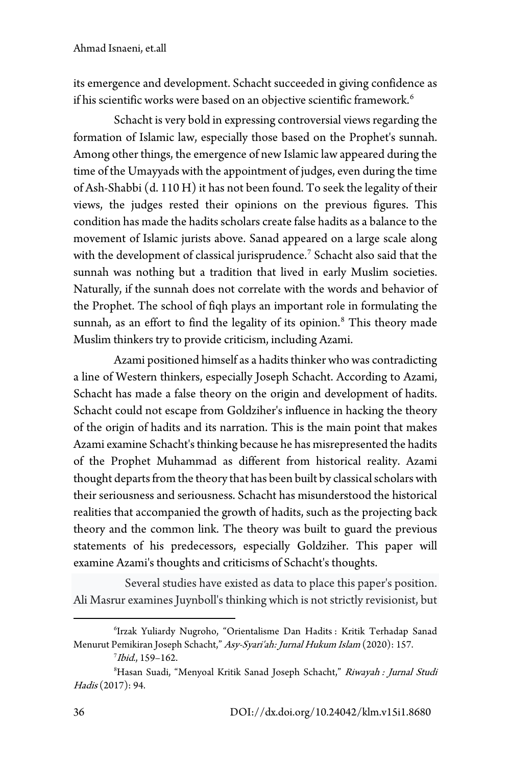its emergence and development. Schacht succeeded in giving confidence as if his scientific works were based on an objective scientific framework.[6]

Schacht is very bold in expressing controversial views regarding the formation of Islamic law, especially those based on the Prophet's sunnah. Among other things, the emergence of new Islamic law appeared during the time of the Umayyads with the appointment of judges, even during the time of Ash-Shabbi (d. 110 H) it has not been found. To seek the legality of their views, the judges rested their opinions on the previous figures. This condition has made the hadits scholars create false hadits as a balance to the movement of Islamic jurists above. Sanad appeared on a large scale along with the development of classical jurisprudence.[7] Schacht also said that the sunnah was nothing but a tradition that lived in early Muslim societies. Naturally, if the sunnah does not correlate with the words and behavior of the Prophet. The school of fiqh plays an important role in formulating the sunnah, as an effort to find the legality of its opinion.[8] This theory made Muslim thinkers try to provide criticism, including Azami.

Azami positioned himself as a hadits thinker who was contradicting a line of Western thinkers, especially Joseph Schacht. According to Azami, Schacht has made a false theory on the origin and development of hadits. Schacht could not escape from Goldziher's influence in hacking the theory of the origin of hadits and its narration. This is the main point that makes Azami examine Schacht's thinking because he has misrepresented the hadits of the Prophet Muhammad as different from historical reality. Azami thought departs from the theory that has been built by classical scholars with their seriousness and seriousness. Schacht has misunderstood the historical realities that accompanied the growth of hadits, such as the projecting back theory and the common link. The theory was built to guard the previous statements of his predecessors, especially Goldziher. This paper will examine Azami's thoughts and criticisms of Schacht's thoughts.

Several studies have existed as data to place this paper's position. Ali Masrur examines Juynboll's thinking which is not strictly revisionist, but

---

[6] Irzak Yuliardy Nugroho, "Orientalisme Dan Hadits : Kritik Terhadap Sanad Menurut Pemikiran Joseph Schacht," *Asy-Syari'ah: Jurnal Hukum Islam* (2020): 157.

[7] *Ibid.*, 159–162.

[8] Hasan Suadi, "Menyoal Kritik Sanad Joseph Schacht," *Riwayah : Jurnal Studi Hadis* (2017): 94.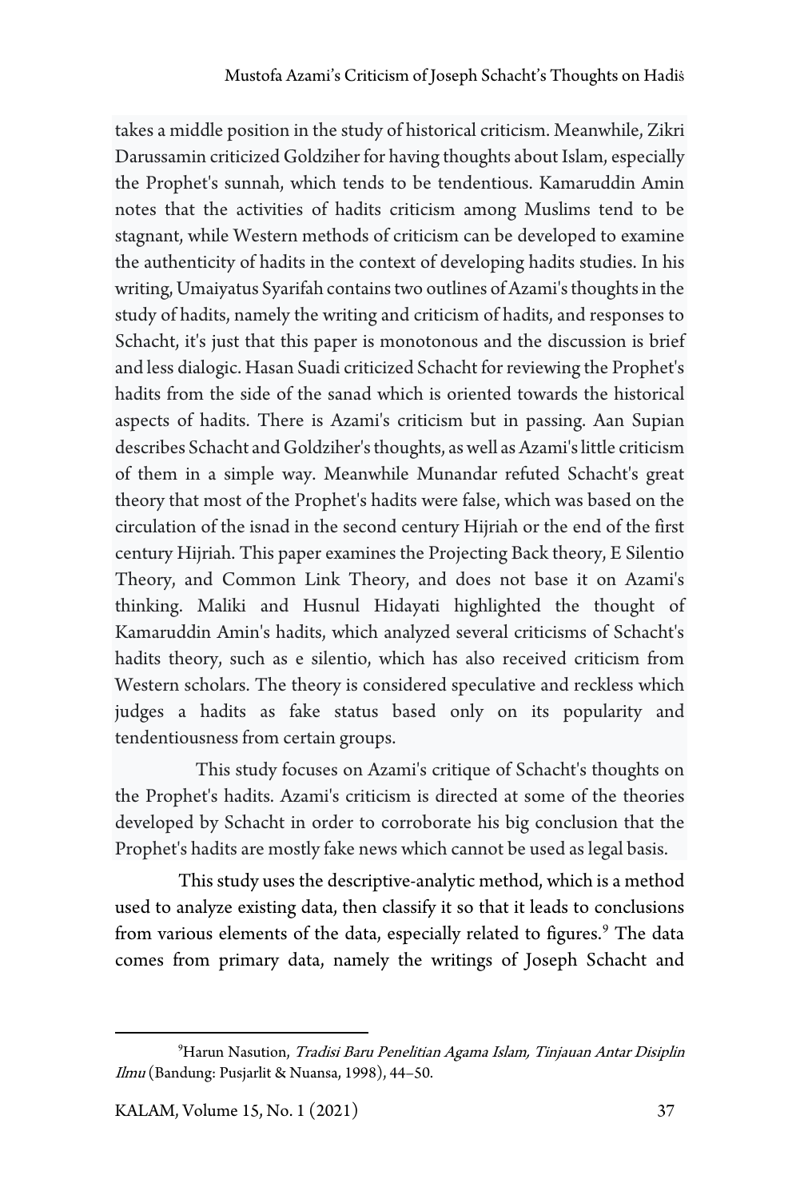takes a middle position in the study of historical criticism. Meanwhile, Zikri Darussamin criticized Goldziher for having thoughts about Islam, especially the Prophet's sunnah, which tends to be tendentious. Kamaruddin Amin notes that the activities of hadits criticism among Muslims tend to be stagnant, while Western methods of criticism can be developed to examine the authenticity of hadits in the context of developing hadits studies. In his writing, Umaiyatus Syarifah contains two outlines of Azami's thoughts in the study of hadits, namely the writing and criticism of hadits, and responses to Schacht, it's just that this paper is monotonous and the discussion is brief and less dialogic. Hasan Suadi criticized Schacht for reviewing the Prophet's hadits from the side of the sanad which is oriented towards the historical aspects of hadits. There is Azami's criticism but in passing. Aan Supian describes Schacht and Goldziher's thoughts, as well as Azami's little criticism of them in a simple way. Meanwhile Munandar refuted Schacht's great theory that most of the Prophet's hadits were false, which was based on the circulation of the isnad in the second century Hijriah or the end of the first century Hijriah. This paper examines the Projecting Back theory, E Silentio Theory, and Common Link Theory, and does not base it on Azami's thinking. Maliki and Husnul Hidayati highlighted the thought of Kamaruddin Amin's hadits, which analyzed several criticisms of Schacht's hadits theory, such as e silentio, which has also received criticism from Western scholars. The theory is considered speculative and reckless which judges a hadits as fake status based only on its popularity and tendentiousness from certain groups.

This study focuses on Azami's critique of Schacht's thoughts on the Prophet's hadits. Azami's criticism is directed at some of the theories developed by Schacht in order to corroborate his big conclusion that the Prophet's hadits are mostly fake news which cannot be used as legal basis.

This study uses the descriptive-analytic method, which is a method used to analyze existing data, then classify it so that it leads to conclusions from various elements of the data, especially related to figures.[9] The data comes from primary data, namely the writings of Joseph Schacht and

[9] Harun Nasution, *Tradisi Baru Penelitian Agama Islam, Tinjauan Antar Disiplin Ilmu* (Bandung: Pusjarlit & Nuansa, 1998), 44–50.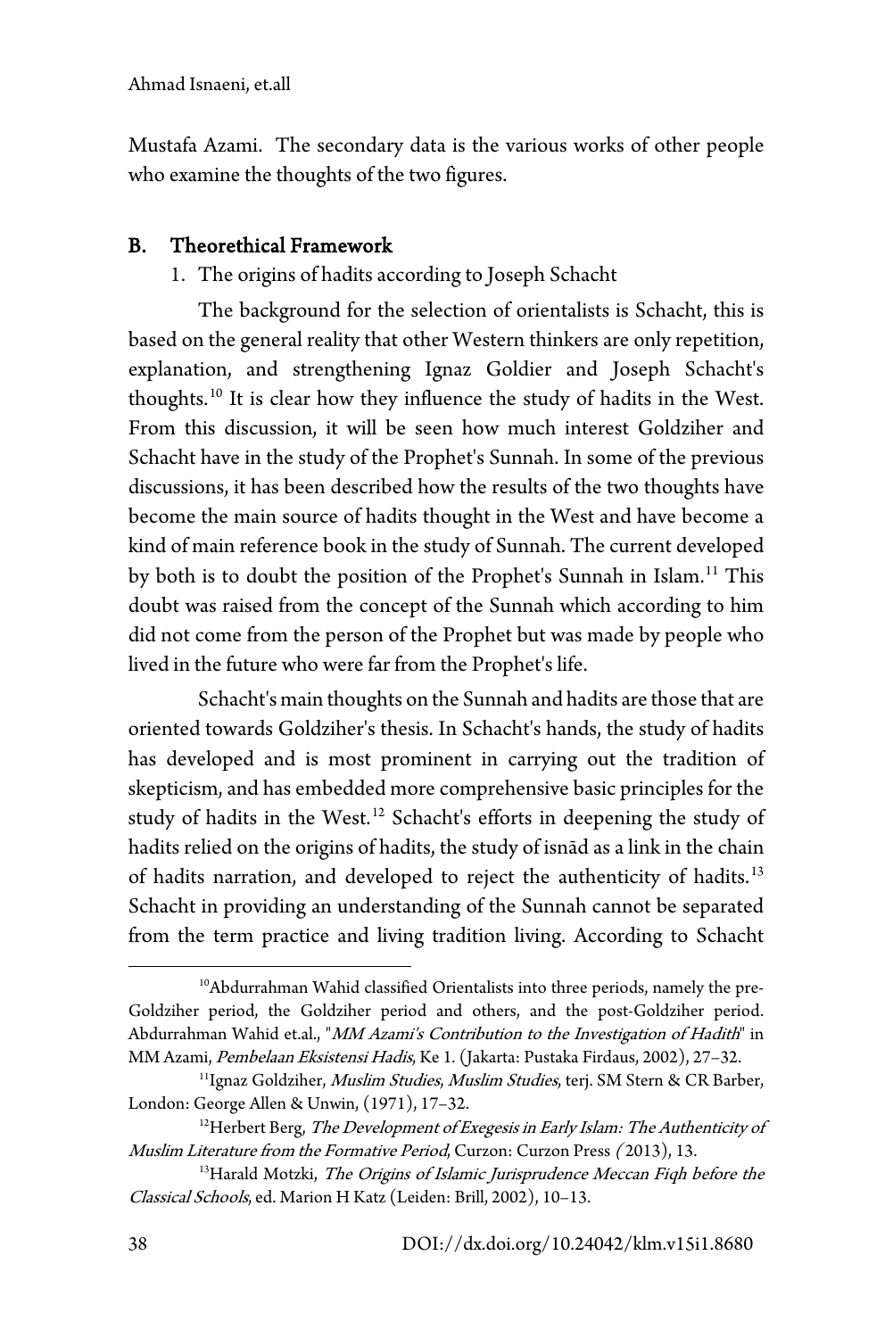Mustafa Azami. The secondary data is the various works of other people who examine the thoughts of the two figures.

## B. Theorethical Framework

1. The origins of hadits according to Joseph Schacht

The background for the selection of orientalists is Schacht, this is based on the general reality that other Western thinkers are only repetition, explanation, and strengthening Ignaz Goldier and Joseph Schacht's thoughts.[10] It is clear how they influence the study of hadits in the West. From this discussion, it will be seen how much interest Goldziher and Schacht have in the study of the Prophet's Sunnah. In some of the previous discussions, it has been described how the results of the two thoughts have become the main source of hadits thought in the West and have become a kind of main reference book in the study of Sunnah. The current developed by both is to doubt the position of the Prophet's Sunnah in Islam.[11] This doubt was raised from the concept of the Sunnah which according to him did not come from the person of the Prophet but was made by people who lived in the future who were far from the Prophet's life.

Schacht's main thoughts on the Sunnah and hadits are those that are oriented towards Goldziher's thesis. In Schacht's hands, the study of hadits has developed and is most prominent in carrying out the tradition of skepticism, and has embedded more comprehensive basic principles for the study of hadits in the West.[12] Schacht's efforts in deepening the study of hadits relied on the origins of hadits, the study of isnād as a link in the chain of hadits narration, and developed to reject the authenticity of hadits.[13] Schacht in providing an understanding of the Sunnah cannot be separated from the term practice and living tradition living. According to Schacht

---

[10] Abdurrahman Wahid classified Orientalists into three periods, namely the pre-Goldziher period, the Goldziher period and others, and the post-Goldziher period. Abdurrahman Wahid et.al., "*MM Azami's Contribution to the Investigation of Hadith*" in MM Azami, *Pembelaan Eksistensi Hadis*, Ke 1. (Jakarta: Pustaka Firdaus, 2002), 27–32.

[11] Ignaz Goldziher, *Muslim Studies*, *Muslim Studies*, terj. SM Stern & CR Barber, London: George Allen & Unwin, (1971), 17–32.

[12] Herbert Berg, *The Development of Exegesis in Early Islam: The Authenticity of Muslim Literature from the Formative Period*, Curzon: Curzon Press *(* 2013), 13.

[13] Harald Motzki, *The Origins of Islamic Jurisprudence Meccan Fiqh before the Classical Schools*, ed. Marion H Katz (Leiden: Brill, 2002), 10–13.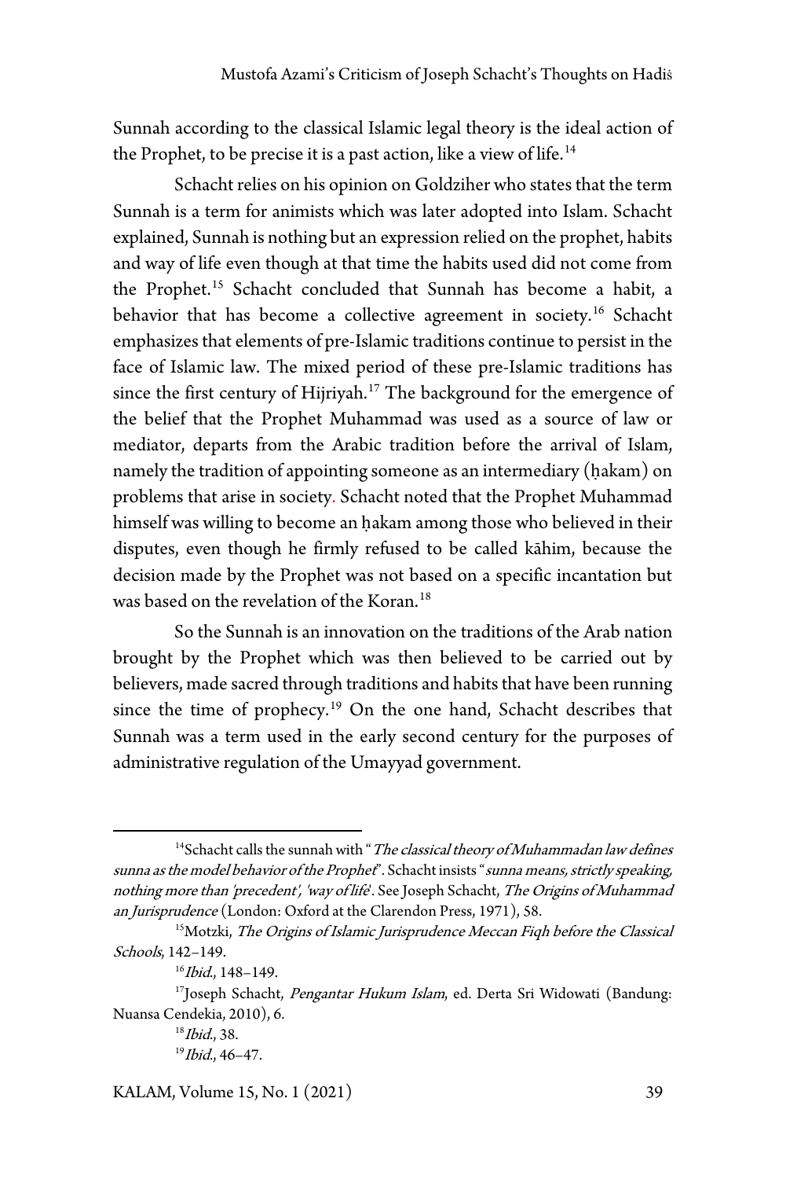Sunnah according to the classical Islamic legal theory is the ideal action of the Prophet, to be precise it is a past action, like a view of life.[14]

Schacht relies on his opinion on Goldziher who states that the term Sunnah is a term for animists which was later adopted into Islam. Schacht explained, Sunnah is nothing but an expression relied on the prophet, habits and way of life even though at that time the habits used did not come from the Prophet.[15] Schacht concluded that Sunnah has become a habit, a behavior that has become a collective agreement in society.[16] Schacht emphasizes that elements of pre-Islamic traditions continue to persist in the face of Islamic law. The mixed period of these pre-Islamic traditions has since the first century of Hijriyah.[17] The background for the emergence of the belief that the Prophet Muhammad was used as a source of law or mediator, departs from the Arabic tradition before the arrival of Islam, namely the tradition of appointing someone as an intermediary (ḥakam) on problems that arise in society. Schacht noted that the Prophet Muhammad himself was willing to become an ḥakam among those who believed in their disputes, even though he firmly refused to be called kāhim, because the decision made by the Prophet was not based on a specific incantation but was based on the revelation of the Koran.[18]

So the Sunnah is an innovation on the traditions of the Arab nation brought by the Prophet which was then believed to be carried out by believers, made sacred through traditions and habits that have been running since the time of prophecy.[19] On the one hand, Schacht describes that Sunnah was a term used in the early second century for the purposes of administrative regulation of the Umayyad government.

---

[14] Schacht calls the sunnah with "*The classical theory of Muhammadan law defines sunna as the model behavior of the Prophet*". Schacht insists "*sunna means, strictly speaking, nothing more than 'precedent', 'way of life*'. See Joseph Schacht, *The Origins of Muhammad an Jurisprudence* (London: Oxford at the Clarendon Press, 1971), 58.

[15] Motzki, *The Origins of Islamic Jurisprudence Meccan Fiqh before the Classical Schools*, 142–149.

[16] *Ibid.*, 148–149.

[17] Joseph Schacht, *Pengantar Hukum Islam*, ed. Derta Sri Widowati (Bandung: Nuansa Cendekia, 2010), 6.

[18] *Ibid.*, 38.

[19] *Ibid.*, 46–47.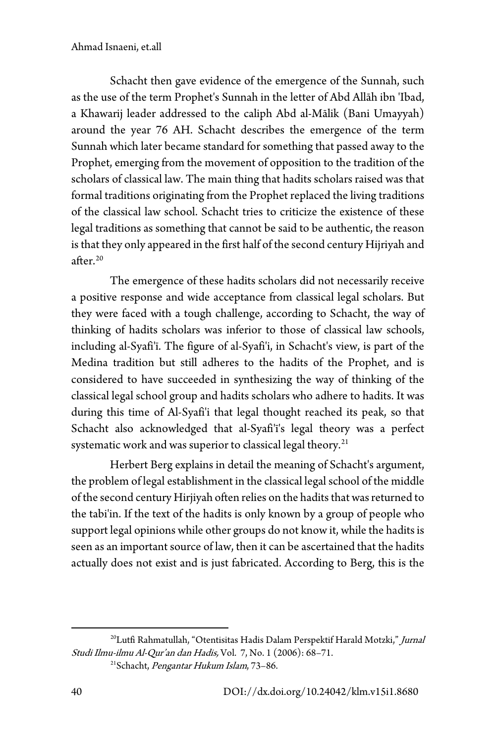Schacht then gave evidence of the emergence of the Sunnah, such as the use of the term Prophet's Sunnah in the letter of Abd Allāh ibn 'Ibad, a Khawarij leader addressed to the caliph Abd al-Mālik (Bani Umayyah) around the year 76 AH. Schacht describes the emergence of the term Sunnah which later became standard for something that passed away to the Prophet, emerging from the movement of opposition to the tradition of the scholars of classical law. The main thing that hadits scholars raised was that formal traditions originating from the Prophet replaced the living traditions of the classical law school. Schacht tries to criticize the existence of these legal traditions as something that cannot be said to be authentic, the reason is that they only appeared in the first half of the second century Hijriyah and after.[20]

The emergence of these hadits scholars did not necessarily receive a positive response and wide acceptance from classical legal scholars. But they were faced with a tough challenge, according to Schacht, the way of thinking of hadits scholars was inferior to those of classical law schools, including al-Syafi'ī. The figure of al-Syafi'i, in Schacht's view, is part of the Medina tradition but still adheres to the hadits of the Prophet, and is considered to have succeeded in synthesizing the way of thinking of the classical legal school group and hadits scholars who adhere to hadits. It was during this time of Al-Syafi'i that legal thought reached its peak, so that Schacht also acknowledged that al-Syafi'ī's legal theory was a perfect systematic work and was superior to classical legal theory.[21]

Herbert Berg explains in detail the meaning of Schacht's argument, the problem of legal establishment in the classical legal school of the middle of the second century Hirjiyah often relies on the hadits that was returned to the tabi'in. If the text of the hadits is only known by a group of people who support legal opinions while other groups do not know it, while the hadits is seen as an important source of law, then it can be ascertained that the hadits actually does not exist and is just fabricated. According to Berg, this is the

---

[20] Lutfi Rahmatullah, "Otentisitas Hadis Dalam Perspektif Harald Motzki," *Jurnal Studi Ilmu-ilmu Al-Qur'an dan Hadis,* Vol. 7, No. 1 (2006): 68–71.

[21] Schacht, *Pengantar Hukum Islam*, 73–86.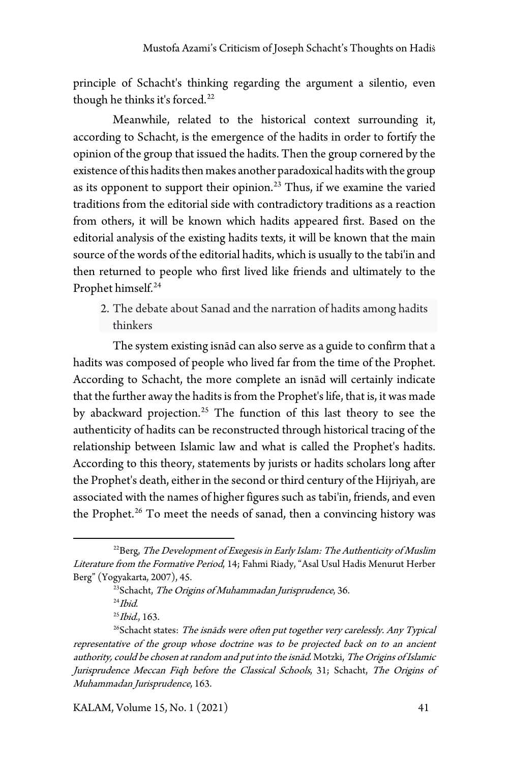principle of Schacht's thinking regarding the argument a silentio, even though he thinks it's forced.[22]

Meanwhile, related to the historical context surrounding it, according to Schacht, is the emergence of the hadits in order to fortify the opinion of the group that issued the hadits. Then the group cornered by the existence of this hadits then makes another paradoxical hadits with the group as its opponent to support their opinion.[23] Thus, if we examine the varied traditions from the editorial side with contradictory traditions as a reaction from others, it will be known which hadits appeared first. Based on the editorial analysis of the existing hadits texts, it will be known that the main source of the words of the editorial hadits, which is usually to the tabi'in and then returned to people who first lived like friends and ultimately to the Prophet himself.[24]

2. The debate about Sanad and the narration of hadits among hadits thinkers

The system existing isnād can also serve as a guide to confirm that a hadits was composed of people who lived far from the time of the Prophet. According to Schacht, the more complete an isnād will certainly indicate that the further away the hadits is from the Prophet's life, that is, it was made by abackward projection.[25] The function of this last theory to see the authenticity of hadits can be reconstructed through historical tracing of the relationship between Islamic law and what is called the Prophet's hadits. According to this theory, statements by jurists or hadits scholars long after the Prophet's death, either in the second or third century of the Hijriyah, are associated with the names of higher figures such as tabi'in, friends, and even the Prophet.[26] To meet the needs of sanad, then a convincing history was

---

[22] Berg, *The Development of Exegesis in Early Islam: The Authenticity of Muslim Literature from the Formative Period*, 14; Fahmi Riady, "Asal Usul Hadis Menurut Herber Berg" (Yogyakarta, 2007), 45.

[23] Schacht, *The Origins of Muhammadan Jurisprudence*, 36.

[24] *Ibid.*

[25] *Ibid.*, 163.

[26] Schacht states: *The isnāds were often put together very carelessly. Any Typical representative of the group whose doctrine was to be projected back on to an ancient authority, could be chosen at random and put into the isnād.* Motzki, *The Origins of Islamic Jurisprudence Meccan Fiqh before the Classical Schools*, 31; Schacht, *The Origins of Muhammadan Jurisprudence*, 163.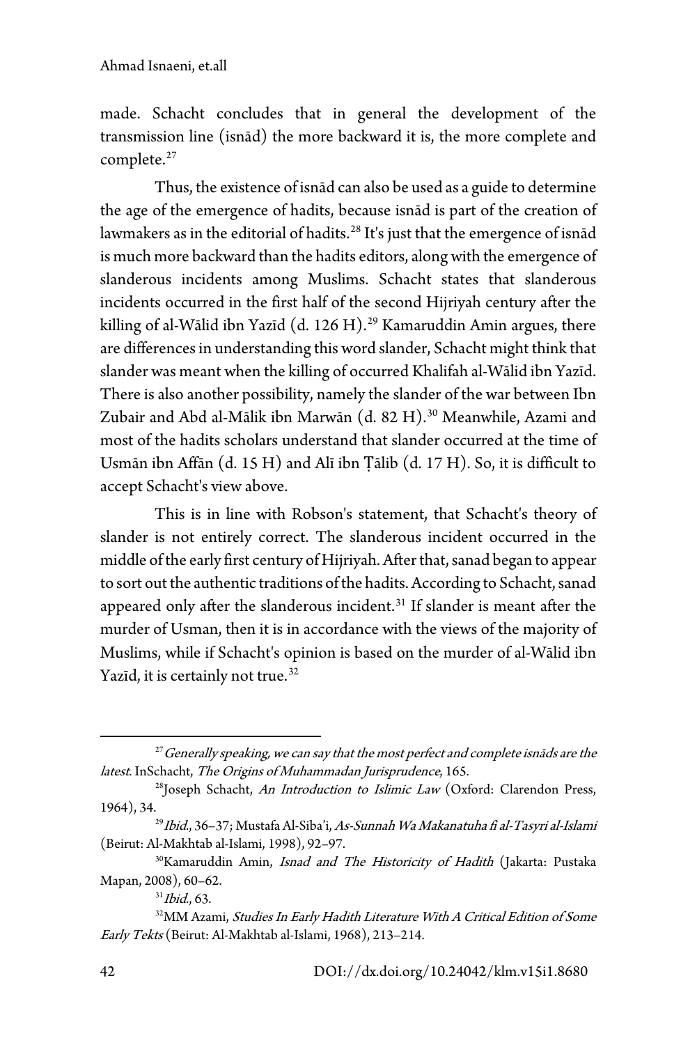made. Schacht concludes that in general the development of the transmission line (isnād) the more backward it is, the more complete and complete.[27]

Thus, the existence of isnād can also be used as a guide to determine the age of the emergence of hadits, because isnād is part of the creation of lawmakers as in the editorial of hadits.[28] It's just that the emergence of isnād is much more backward than the hadits editors, along with the emergence of slanderous incidents among Muslims. Schacht states that slanderous incidents occurred in the first half of the second Hijriyah century after the killing of al-Wālid ibn Yazīd (d. 126 H).[29] Kamaruddin Amin argues, there are differences in understanding this word slander, Schacht might think that slander was meant when the killing of occurred Khalifah al-Wālid ibn Yazīd. There is also another possibility, namely the slander of the war between Ibn Zubair and Abd al-Mālik ibn Marwān (d. 82 H).[30] Meanwhile, Azami and most of the hadits scholars understand that slander occurred at the time of Usmān ibn Affān (d. 15 H) and Alī ibn Ṭālib (d. 17 H). So, it is difficult to accept Schacht's view above.

This is in line with Robson's statement, that Schacht's theory of slander is not entirely correct. The slanderous incident occurred in the middle of the early first century of Hijriyah. After that, sanad began to appear to sort out the authentic traditions of the hadits. According to Schacht, sanad appeared only after the slanderous incident.[31] If slander is meant after the murder of Usman, then it is in accordance with the views of the majority of Muslims, while if Schacht's opinion is based on the murder of al-Wālid ibn Yazīd, it is certainly not true.[32]

---

[27] *Generally speaking, we can say that the most perfect and complete isnāds are the latest*. InSchacht, *The Origins of Muhammadan Jurisprudence*, 165.

[28] Joseph Schacht, *An Introduction to Islimic Law* (Oxford: Clarendon Press, 1964), 34.

[29] *Ibid.*, 36–37; Mustafa Al-Siba'i, *As-Sunnah Wa Makanatuha fi al-Tasyri al-Islami* (Beirut: Al-Makhtab al-Islami, 1998), 92–97.

[30] Kamaruddin Amin, *Isnad and The Historicity of Hadith* (Jakarta: Pustaka Mapan, 2008), 60–62.

[31] *Ibid.*, 63.

[32] MM Azami, *Studies In Early Hadith Literature With A Critical Edition of Some Early Tekts* (Beirut: Al-Makhtab al-Islami, 1968), 213–214.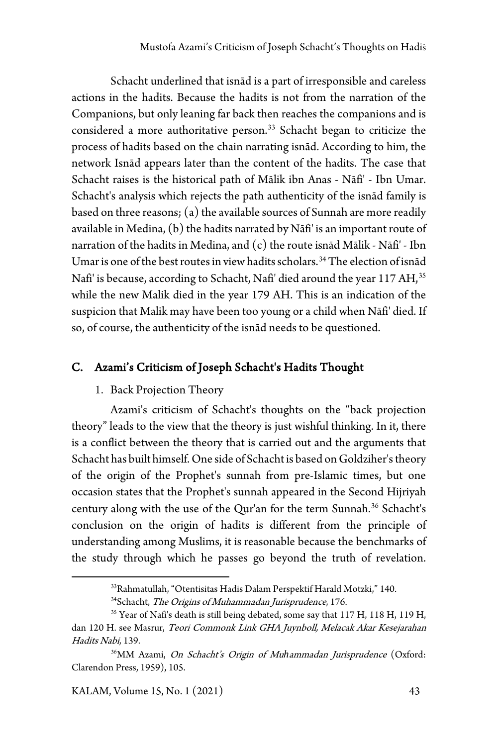Schacht underlined that isnād is a part of irresponsible and careless actions in the hadits. Because the hadits is not from the narration of the Companions, but only leaning far back then reaches the companions and is considered a more authoritative person.[33] Schacht began to criticize the process of hadits based on the chain narrating isnād. According to him, the network Isnād appears later than the content of the hadits. The case that Schacht raises is the historical path of Mālik ibn Anas - Nāfi' - Ibn Umar. Schacht's analysis which rejects the path authenticity of the isnād family is based on three reasons; (a) the available sources of Sunnah are more readily available in Medina, (b) the hadits narrated by Nāfi' is an important route of narration of the hadits in Medina, and (c) the route isnād Mālik - Nāfi' - Ibn Umar is one of the best routes in view hadits scholars.[34] The election of isnād Nafi' is because, according to Schacht, Nafi' died around the year 117 AH,[35] while the new Malik died in the year 179 AH. This is an indication of the suspicion that Malik may have been too young or a child when Nāfi' died. If so, of course, the authenticity of the isnād needs to be questioned.

## C. Azami's Criticism of Joseph Schacht's Hadits Thought

### 1. Back Projection Theory

Azami's criticism of Schacht's thoughts on the "back projection theory" leads to the view that the theory is just wishful thinking. In it, there is a conflict between the theory that is carried out and the arguments that Schacht has built himself. One side of Schacht is based on Goldziher's theory of the origin of the Prophet's sunnah from pre-Islamic times, but one occasion states that the Prophet's sunnah appeared in the Second Hijriyah century along with the use of the Qur'an for the term Sunnah.[36] Schacht's conclusion on the origin of hadits is different from the principle of understanding among Muslims, it is reasonable because the benchmarks of the study through which he passes go beyond the truth of revelation.

---

[33] Rahmatullah, "Otentisitas Hadis Dalam Perspektif Harald Motzki," 140.

[34] Schacht, *The Origins of Muhammadan Jurisprudence*, 176.

[35] Year of Nafi's death is still being debated, some say that 117 H, 118 H, 119 H, dan 120 H. see Masrur, *Teori Commonk Link GHA Juynboll, Melacak Akar Kesejarahan Hadits Nabi*, 139.

[36] MM Azami, *On Schacht's Origin of Muhammadan Jurisprudence* (Oxford: Clarendon Press, 1959), 105.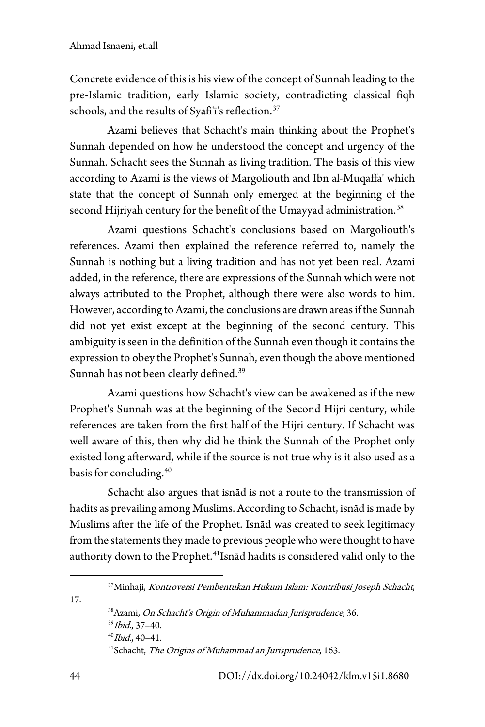Concrete evidence of this is his view of the concept of Sunnah leading to the pre-Islamic tradition, early Islamic society, contradicting classical fiqh schools, and the results of Syafi'ī's reflection.[37]

Azami believes that Schacht's main thinking about the Prophet's Sunnah depended on how he understood the concept and urgency of the Sunnah. Schacht sees the Sunnah as living tradition. The basis of this view according to Azami is the views of Margoliouth and Ibn al-Muqaffa' which state that the concept of Sunnah only emerged at the beginning of the second Hijriyah century for the benefit of the Umayyad administration.[38]

Azami questions Schacht's conclusions based on Margoliouth's references. Azami then explained the reference referred to, namely the Sunnah is nothing but a living tradition and has not yet been real. Azami added, in the reference, there are expressions of the Sunnah which were not always attributed to the Prophet, although there were also words to him. However, according to Azami, the conclusions are drawn areas if the Sunnah did not yet exist except at the beginning of the second century. This ambiguity is seen in the definition of the Sunnah even though it contains the expression to obey the Prophet's Sunnah, even though the above mentioned Sunnah has not been clearly defined.[39]

Azami questions how Schacht's view can be awakened as if the new Prophet's Sunnah was at the beginning of the Second Hijri century, while references are taken from the first half of the Hijri century. If Schacht was well aware of this, then why did he think the Sunnah of the Prophet only existed long afterward, while if the source is not true why is it also used as a basis for concluding.[40]

Schacht also argues that isnād is not a route to the transmission of hadits as prevailing among Muslims. According to Schacht, isnād is made by Muslims after the life of the Prophet. Isnād was created to seek legitimacy from the statements they made to previous people who were thought to have authority down to the Prophet.[41] Isnād hadits is considered valid only to the

---

[37] Minhaji, *Kontroversi Pembentukan Hukum Islam: Kontribusi Joseph Schacht*, 17.

[38] Azami, *On Schacht's Origin of Muhammadan Jurisprudence*, 36.

[39] *Ibid.*, 37–40.

[40] *Ibid.*, 40–41.

[41] Schacht, *The Origins of Muhammad an Jurisprudence*, 163.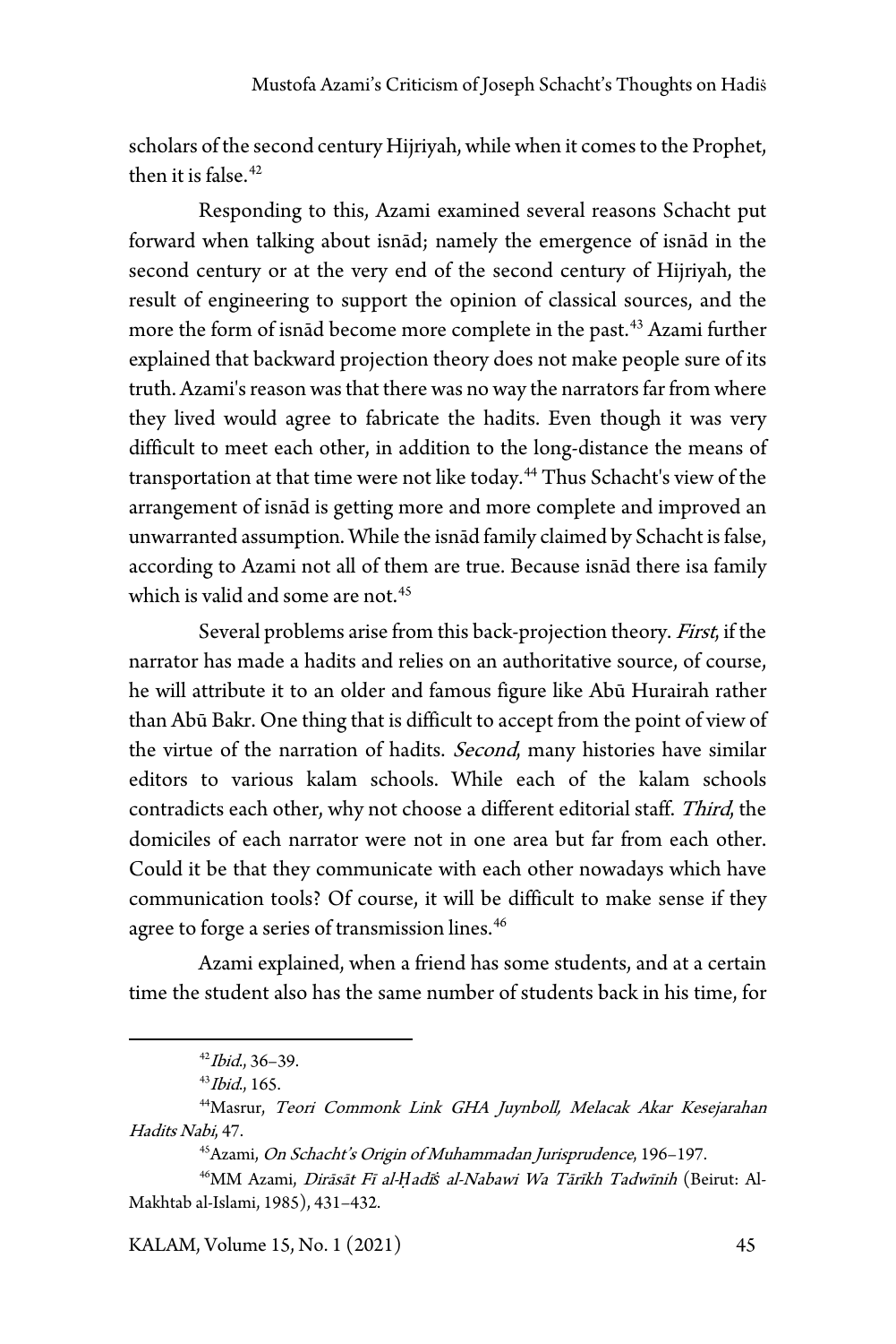scholars of the second century Hijriyah, while when it comes to the Prophet, then it is false.[42]

Responding to this, Azami examined several reasons Schacht put forward when talking about isnād; namely the emergence of isnād in the second century or at the very end of the second century of Hijriyah, the result of engineering to support the opinion of classical sources, and the more the form of isnād become more complete in the past.[43] Azami further explained that backward projection theory does not make people sure of its truth. Azami's reason was that there was no way the narrators far from where they lived would agree to fabricate the hadits. Even though it was very difficult to meet each other, in addition to the long-distance the means of transportation at that time were not like today.[44] Thus Schacht's view of the arrangement of isnād is getting more and more complete and improved an unwarranted assumption. While the isnād family claimed by Schacht is false, according to Azami not all of them are true. Because isnād there isa family which is valid and some are not.[45]

Several problems arise from this back-projection theory. *First*, if the narrator has made a hadits and relies on an authoritative source, of course, he will attribute it to an older and famous figure like Abū Hurairah rather than Abū Bakr. One thing that is difficult to accept from the point of view of the virtue of the narration of hadits. *Second*, many histories have similar editors to various kalam schools. While each of the kalam schools contradicts each other, why not choose a different editorial staff. *Third*, the domiciles of each narrator were not in one area but far from each other. Could it be that they communicate with each other nowadays which have communication tools? Of course, it will be difficult to make sense if they agree to forge a series of transmission lines.[46]

Azami explained, when a friend has some students, and at a certain time the student also has the same number of students back in his time, for

---

[42] *Ibid.*, 36–39.

[43] *Ibid.*, 165.

[44] Masrur, *Teori Commonk Link GHA Juynboll, Melacak Akar Kesejarahan Hadits Nabi*, 47.

[45] Azami, *On Schacht's Origin of Muhammadan Jurisprudence*, 196–197.

[46] MM Azami, *Dirāsāt Fī al-Ḥadīš al-Nabawi Wa Tārīkh Tadwīnih* (Beirut: Al-Makhtab al-Islami, 1985), 431–432.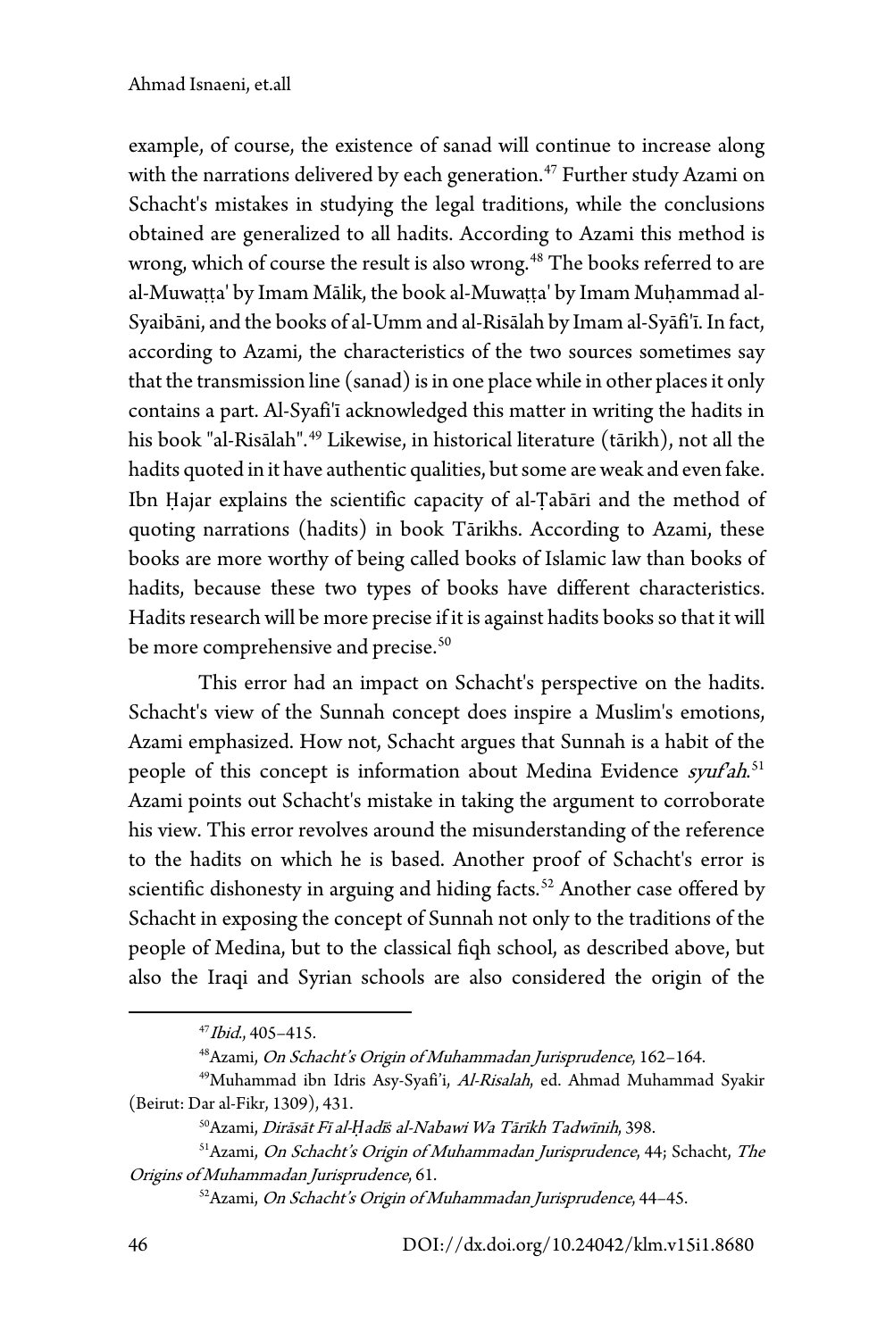example, of course, the existence of sanad will continue to increase along with the narrations delivered by each generation.[47] Further study Azami on Schacht's mistakes in studying the legal traditions, while the conclusions obtained are generalized to all hadits. According to Azami this method is wrong, which of course the result is also wrong.[48] The books referred to are al-Muwaṭṭa' by Imam Mālik, the book al-Muwaṭṭa' by Imam Muḥammad al-Syaibāni, and the books of al-Umm and al-Risālah by Imam al-Syāfi'ī. In fact, according to Azami, the characteristics of the two sources sometimes say that the transmission line (sanad) is in one place while in other places it only contains a part. Al-Syafi'ī acknowledged this matter in writing the hadits in his book "al-Risālah".[49] Likewise, in historical literature (tārikh), not all the hadits quoted in it have authentic qualities, but some are weak and even fake. Ibn Ḥajar explains the scientific capacity of al-Ṭabāri and the method of quoting narrations (hadits) in book Tārikhs. According to Azami, these books are more worthy of being called books of Islamic law than books of hadits, because these two types of books have different characteristics. Hadits research will be more precise if it is against hadits books so that it will be more comprehensive and precise.[50]

This error had an impact on Schacht's perspective on the hadits. Schacht's view of the Sunnah concept does inspire a Muslim's emotions, Azami emphasized. How not, Schacht argues that Sunnah is a habit of the people of this concept is information about Medina Evidence *syuf'ah*.[51] Azami points out Schacht's mistake in taking the argument to corroborate his view. This error revolves around the misunderstanding of the reference to the hadits on which he is based. Another proof of Schacht's error is scientific dishonesty in arguing and hiding facts.[52] Another case offered by Schacht in exposing the concept of Sunnah not only to the traditions of the people of Medina, but to the classical fiqh school, as described above, but also the Iraqi and Syrian schools are also considered the origin of the

---

[47] *Ibid*., 405–415.

[48] Azami, *On Schacht's Origin of Muhammadan Jurisprudence*, 162–164.

[49] Muhammad ibn Idris Asy-Syafi'i, *Al-Risalah*, ed. Ahmad Muhammad Syakir (Beirut: Dar al-Fikr, 1309), 431.

[50] Azami, *Dirāsāt Fī al-Ḥadīs al-Nabawi Wa Tārīkh Tadwīnih*, 398.

[51] Azami, *On Schacht's Origin of Muhammadan Jurisprudence*, 44; Schacht, *The Origins of Muhammadan Jurisprudence*, 61.

[52] Azami, *On Schacht's Origin of Muhammadan Jurisprudence*, 44–45.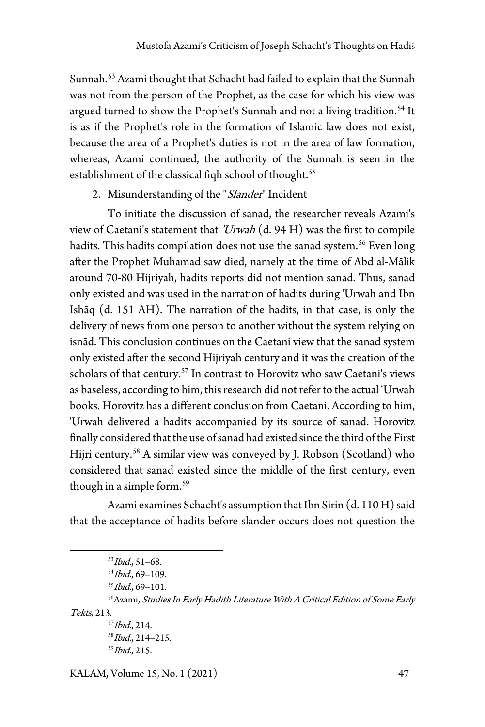Sunnah.[53] Azami thought that Schacht had failed to explain that the Sunnah was not from the person of the Prophet, as the case for which his view was argued turned to show the Prophet's Sunnah and not a living tradition.[54] It is as if the Prophet's role in the formation of Islamic law does not exist, because the area of a Prophet's duties is not in the area of law formation, whereas, Azami continued, the authority of the Sunnah is seen in the establishment of the classical fiqh school of thought.[55]

2. Misunderstanding of the "*Slander*" Incident

To initiate the discussion of sanad, the researcher reveals Azami's view of Caetani's statement that *'Urwah* (d. 94 H) was the first to compile hadits. This hadits compilation does not use the sanad system.[56] Even long after the Prophet Muhamad saw died, namely at the time of Abd al-Mālik around 70-80 Hijriyah, hadits reports did not mention sanad. Thus, sanad only existed and was used in the narration of hadits during 'Urwah and Ibn Ishāq (d. 151 AH). The narration of the hadits, in that case, is only the delivery of news from one person to another without the system relying on isnād. This conclusion continues on the Caetani view that the sanad system only existed after the second Hijriyah century and it was the creation of the scholars of that century.[57] In contrast to Horovitz who saw Caetani's views as baseless, according to him, this research did not refer to the actual 'Urwah books. Horovitz has a different conclusion from Caetani. According to him, 'Urwah delivered a hadits accompanied by its source of sanad. Horovitz finally considered that the use of sanad had existed since the third of the First Hijri century.[58] A similar view was conveyed by J. Robson (Scotland) who considered that sanad existed since the middle of the first century, even though in a simple form.[59]

Azami examines Schacht's assumption that Ibn Sirin (d. 110 H) said that the acceptance of hadits before slander occurs does not question the

---

[53] *Ibid.*, 51–68.

[54] *Ibid.*, 69–109.

[55] *Ibid.*, 69–101.

[56] Azami, *Studies In Early Hadith Literature With A Critical Edition of Some Early Tekts*, 213.

[57] *Ibid.*, 214.

[58] *Ibid.*, 214–215.

[59] *Ibid.*, 215.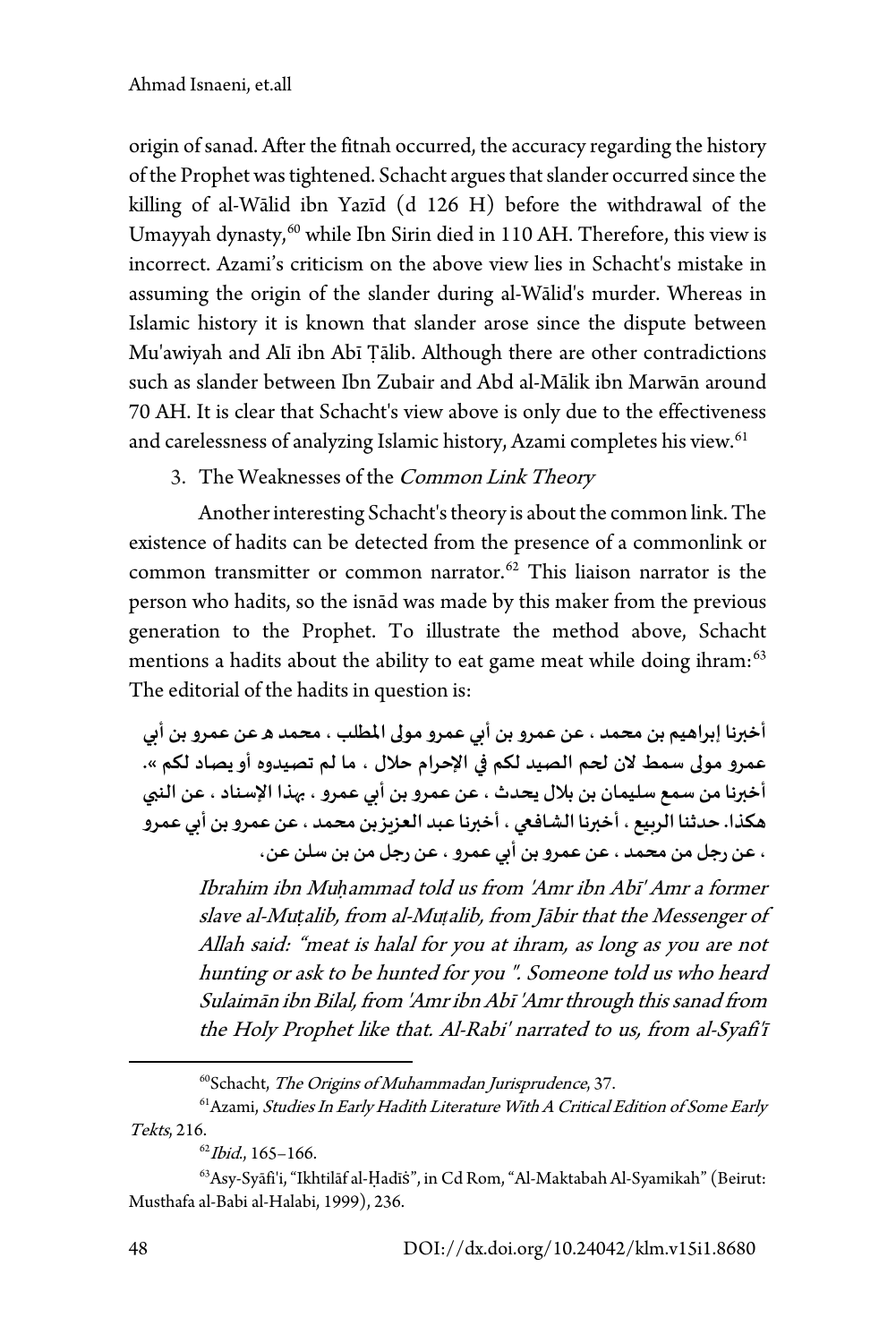origin of sanad. After the fitnah occurred, the accuracy regarding the history of the Prophet was tightened. Schacht argues that slander occurred since the killing of al-Wālid ibn Yazīd (d 126 H) before the withdrawal of the Umayyah dynasty,[60] while Ibn Sirin died in 110 AH. Therefore, this view is incorrect. Azami's criticism on the above view lies in Schacht's mistake in assuming the origin of the slander during al-Wālid's murder. Whereas in Islamic history it is known that slander arose since the dispute between Mu'awiyah and Alī ibn Abī Ṭālib. Although there are other contradictions such as slander between Ibn Zubair and Abd al-Mālik ibn Marwān around 70 AH. It is clear that Schacht's view above is only due to the effectiveness and carelessness of analyzing Islamic history, Azami completes his view.[61]

3. The Weaknesses of the *Common Link Theory*

Another interesting Schacht's theory is about the common link. The existence of hadits can be detected from the presence of a commonlink or common transmitter or common narrator.[62] This liaison narrator is the person who hadits, so the isnād was made by this maker from the previous generation to the Prophet. To illustrate the method above, Schacht mentions a hadits about the ability to eat game meat while doing ihram:[63] The editorial of the hadits in question is:

**أخبرنا إبراهيم بن محمد ، عن عمرو بن أبي عمرو مولى المطلب ، محمد هـ عن عمرو بن أبي عمرو مولى سمط لان لحم الصيد لكم في الإحرام حلال ، ما لم تصيدوه أو يصاد لكم ». أخبرنا من سمع سليمان بن بلال يحدث ، عن عمرو بن أبي عمرو ، بهذا الإسناد ، عن النبي هكذا. حدثنا الربيع ، أخبرنا الشافعي ، أخبرنا عبد العزيزبن محمد ، عن عمرو بن أبي عمرو ، عن رجل من محمد ، عن عمرو بن أبي عمرو ، عن رجل من بن سلن عن،**

> *Ibrahim ibn Muḥammad told us from 'Amr ibn Abī' Amr a former slave al-Muṭalib, from al-Muṭalib, from Jābir that the Messenger of Allah said: "meat is halal for you at ihram, as long as you are not hunting or ask to be hunted for you ". Someone told us who heard Sulaimān ibn Bilal, from 'Amr ibn Abī 'Amr through this sanad from the Holy Prophet like that. Al-Rabi' narrated to us, from al-Syafi'ī*

---

[60] Schacht, *The Origins of Muhammadan Jurisprudence*, 37.

[61] Azami, *Studies In Early Hadith Literature With A Critical Edition of Some Early Tekts*, 216.

[62] *Ibid.*, 165–166.

[63] Asy-Syāfi'i, "Ikhtilāf al-Ḥadīṡ", in Cd Rom, "Al-Maktabah Al-Syamikah" (Beirut: Musthafa al-Babi al-Halabi, 1999), 236.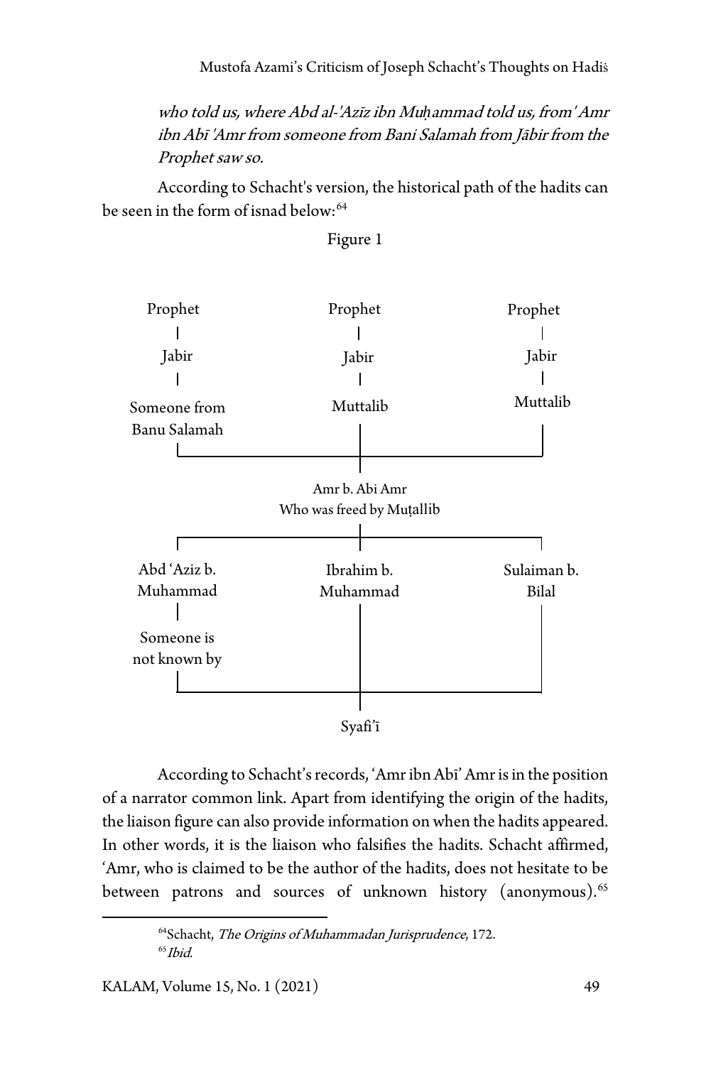*who told us, where Abd al-'Azīz ibn Muḥammad told us, from 'Amr ibn Abī 'Amr from someone from Bani Salamah from Jābir from the Prophet saw so.*

According to Schacht's version, the historical path of the hadits can be seen in the form of isnad below:[64]

Figure 1

```
Prophet                 Prophet                 Prophet
   |                       |                       |
 Jabir                   Jabir                   Jabir
   |                       |                       |
Someone from            Muttalib                Muttalib
Banu Salamah               |                       |
   |_______________________|_______________________|
                           |
                     Amr b. Abi Amr
                 Who was freed by Muṭallib
    _______________________|_______________________
   |                       |                       |
Abd 'Aziz b.           Ibrahim b.             Sulaiman b.
Muhammad               Muhammad                  Bilal
   |                       |                       |
Someone is                 |                       |
not known by               |                       |
   |_______________________|_______________________|
                           |
                         Syafi'ī
```

According to Schacht's records, 'Amr ibn Abī' Amr is in the position of a narrator common link. Apart from identifying the origin of the hadits, the liaison figure can also provide information on when the hadits appeared. In other words, it is the liaison who falsifies the hadits. Schacht affirmed, 'Amr, who is claimed to be the author of the hadits, does not hesitate to be between patrons and sources of unknown history (anonymous).[65]

[64] Schacht, *The Origins of Muhammadan Jurisprudence*, 172.

[65] *Ibid.*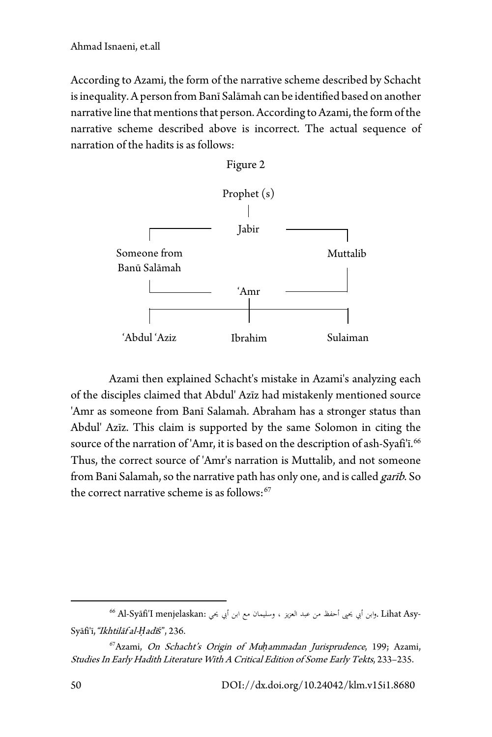According to Azami, the form of the narrative scheme described by Schacht is inequality. A person from Banī Salāmah can be identified based on another narrative line that mentions that person. According to Azami, the form of the narrative scheme described above is incorrect. The actual sequence of narration of the hadits is as follows:

Figure 2

```
                     Prophet (s)
                          |
  ┌──────────────────   Jabir   ──────────────────┐
Someone from                                   Muttalib
Banū Salāmah                                       |
  └──────────────────   'Amr   ───────────────────┘
  ┌─────────────────────────┼─────────────────────────┐
'Abdul 'Aziz             Ibrahim                  Sulaiman
```

Azami then explained Schacht's mistake in Azami's analyzing each of the disciples claimed that Abdul' Azīz had mistakenly mentioned source 'Amr as someone from Banī Salamah. Abraham has a stronger status than Abdul' Azīz. This claim is supported by the same Solomon in citing the source of the narration of 'Amr, it is based on the description of ash-Syafi'ī.[66] Thus, the correct source of 'Amr's narration is Muttalib, and not someone from Bani Salamah, so the narrative path has only one, and is called *garīb*. So the correct narrative scheme is as follows:[67]

---

[66] Al-Syāfi'I menjelaskan: وابن أبي يحيى أحفظ من عبد العزيز ، وسليمان مع ابن أبي يحي. Lihat Asy-Syāfi'ī, *"Ikhtilāf al-Ḥadīś"*, 236.

[67] Azami, *On Schacht's Origin of Muḥammadan Jurisprudence*, 199; Azami, *Studies In Early Hadith Literature With A Critical Edition of Some Early Tekts*, 233–235.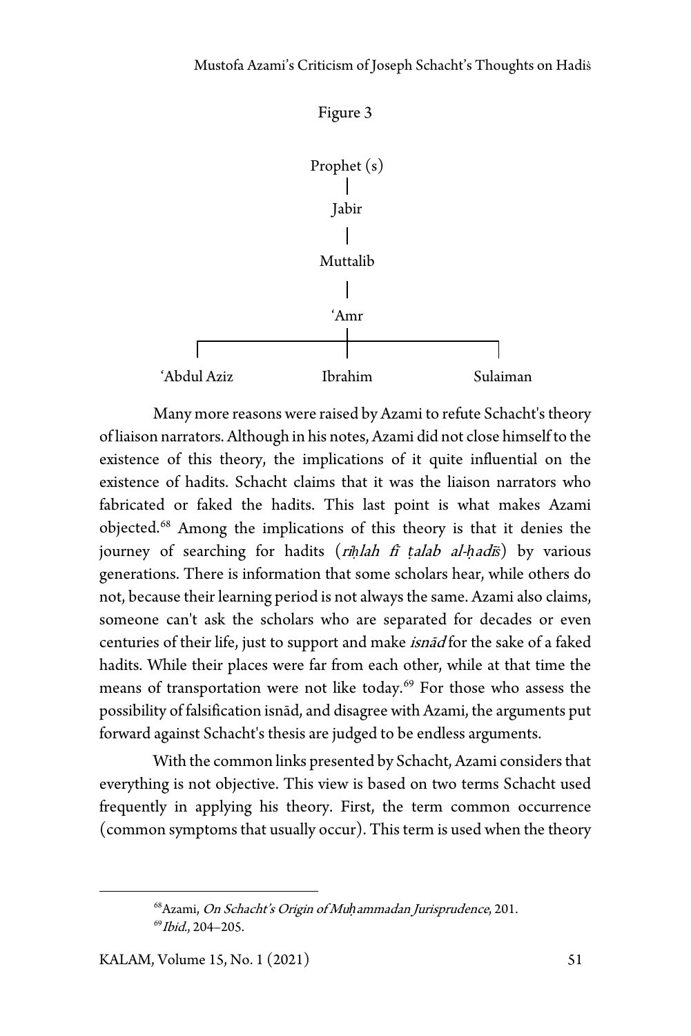Figure 3

```
            Prophet (s)
                 |
               Jabir
                 |
             Muttalib
                 |
               'Amr
     ____________|____________
    |            |            |
'Abdul Aziz   Ibrahim     Sulaiman
```

Many more reasons were raised by Azami to refute Schacht's theory of liaison narrators. Although in his notes, Azami did not close himself to the existence of this theory, the implications of it quite influential on the existence of hadits. Schacht claims that it was the liaison narrators who fabricated or faked the hadits. This last point is what makes Azami objected.[68] Among the implications of this theory is that it denies the journey of searching for hadits (*riḥlah fī ṭalab al-ḥadīṡ*) by various generations. There is information that some scholars hear, while others do not, because their learning period is not always the same. Azami also claims, someone can't ask the scholars who are separated for decades or even centuries of their life, just to support and make *isnād* for the sake of a faked hadits. While their places were far from each other, while at that time the means of transportation were not like today.[69] For those who assess the possibility of falsification isnād, and disagree with Azami, the arguments put forward against Schacht's thesis are judged to be endless arguments.

With the common links presented by Schacht, Azami considers that everything is not objective. This view is based on two terms Schacht used frequently in applying his theory. First, the term common occurrence (common symptoms that usually occur). This term is used when the theory

---

[68] Azami, *On Schacht's Origin of Muḥammadan Jurisprudence*, 201.

[69] *Ibid.*, 204–205.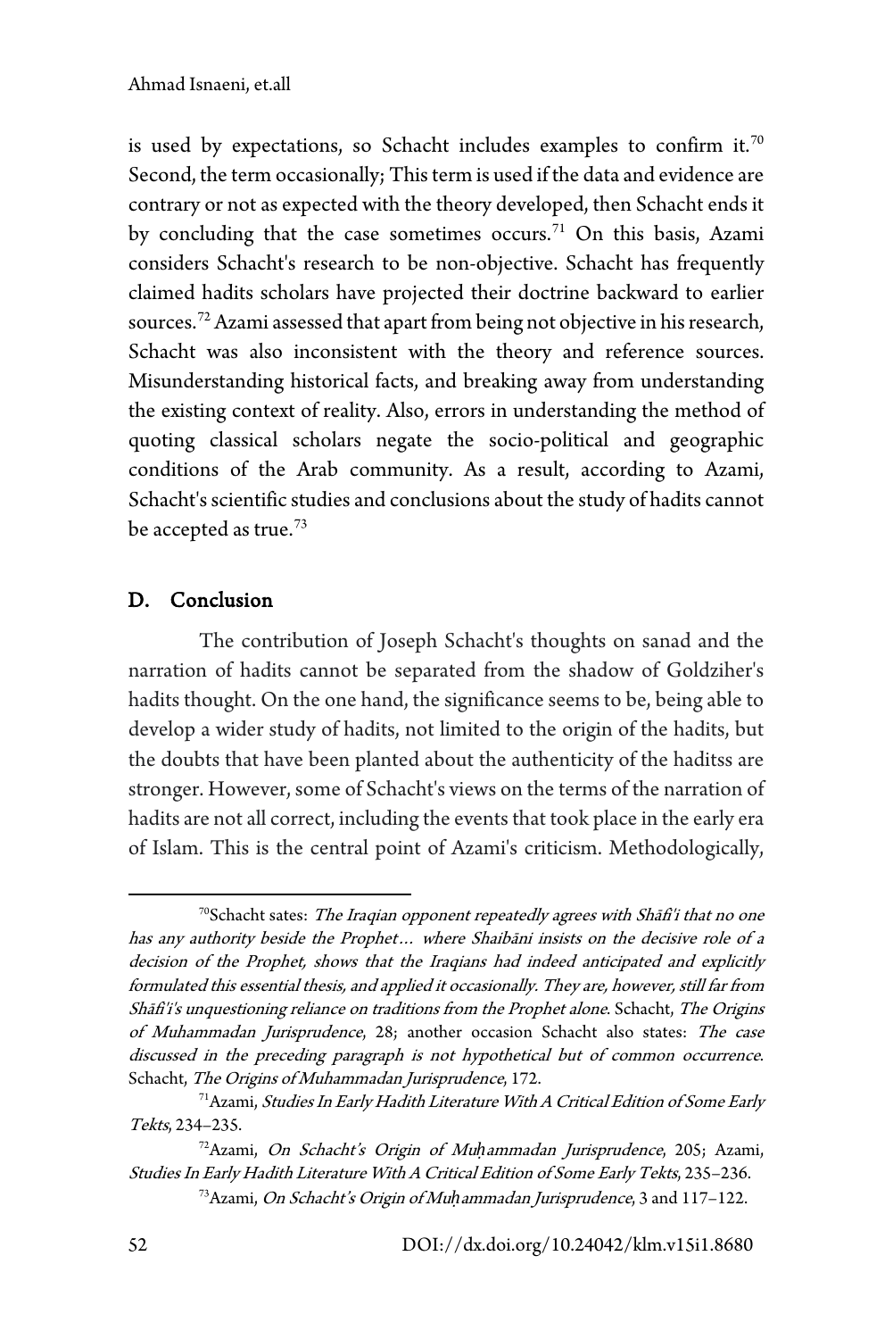is used by expectations, so Schacht includes examples to confirm it.[70] Second, the term occasionally; This term is used if the data and evidence are contrary or not as expected with the theory developed, then Schacht ends it by concluding that the case sometimes occurs.[71] On this basis, Azami considers Schacht's research to be non-objective. Schacht has frequently claimed hadits scholars have projected their doctrine backward to earlier sources.[72] Azami assessed that apart from being not objective in his research, Schacht was also inconsistent with the theory and reference sources. Misunderstanding historical facts, and breaking away from understanding the existing context of reality. Also, errors in understanding the method of quoting classical scholars negate the socio-political and geographic conditions of the Arab community. As a result, according to Azami, Schacht's scientific studies and conclusions about the study of hadits cannot be accepted as true.[73]

## D. Conclusion

The contribution of Joseph Schacht's thoughts on sanad and the narration of hadits cannot be separated from the shadow of Goldziher's hadits thought. On the one hand, the significance seems to be, being able to develop a wider study of hadits, not limited to the origin of the hadits, but the doubts that have been planted about the authenticity of the haditss are stronger. However, some of Schacht's views on the terms of the narration of hadits are not all correct, including the events that took place in the early era of Islam. This is the central point of Azami's criticism. Methodologically,

---

[70]Schacht sates: *The Iraqian opponent repeatedly agrees with Shāfi'i that no one has any authority beside the Prophet… where Shaibāni insists on the decisive role of a decision of the Prophet, shows that the Iraqians had indeed anticipated and explicitly formulated this essential thesis, and applied it occasionally. They are, however, still far from Shāfi'i's unquestioning reliance on traditions from the Prophet alone*. Schacht, *The Origins of Muhammadan Jurisprudence*, 28; another occasion Schacht also states: *The case discussed in the preceding paragraph is not hypothetical but of common occurrence*. Schacht, *The Origins of Muhammadan Jurisprudence*, 172.

[71]Azami, *Studies In Early Hadith Literature With A Critical Edition of Some Early Tekts*, 234–235.

[72]Azami, *On Schacht's Origin of Muḥammadan Jurisprudence*, 205; Azami, *Studies In Early Hadith Literature With A Critical Edition of Some Early Tekts*, 235–236.

[73]Azami, *On Schacht's Origin of Muḥammadan Jurisprudence*, 3 and 117–122.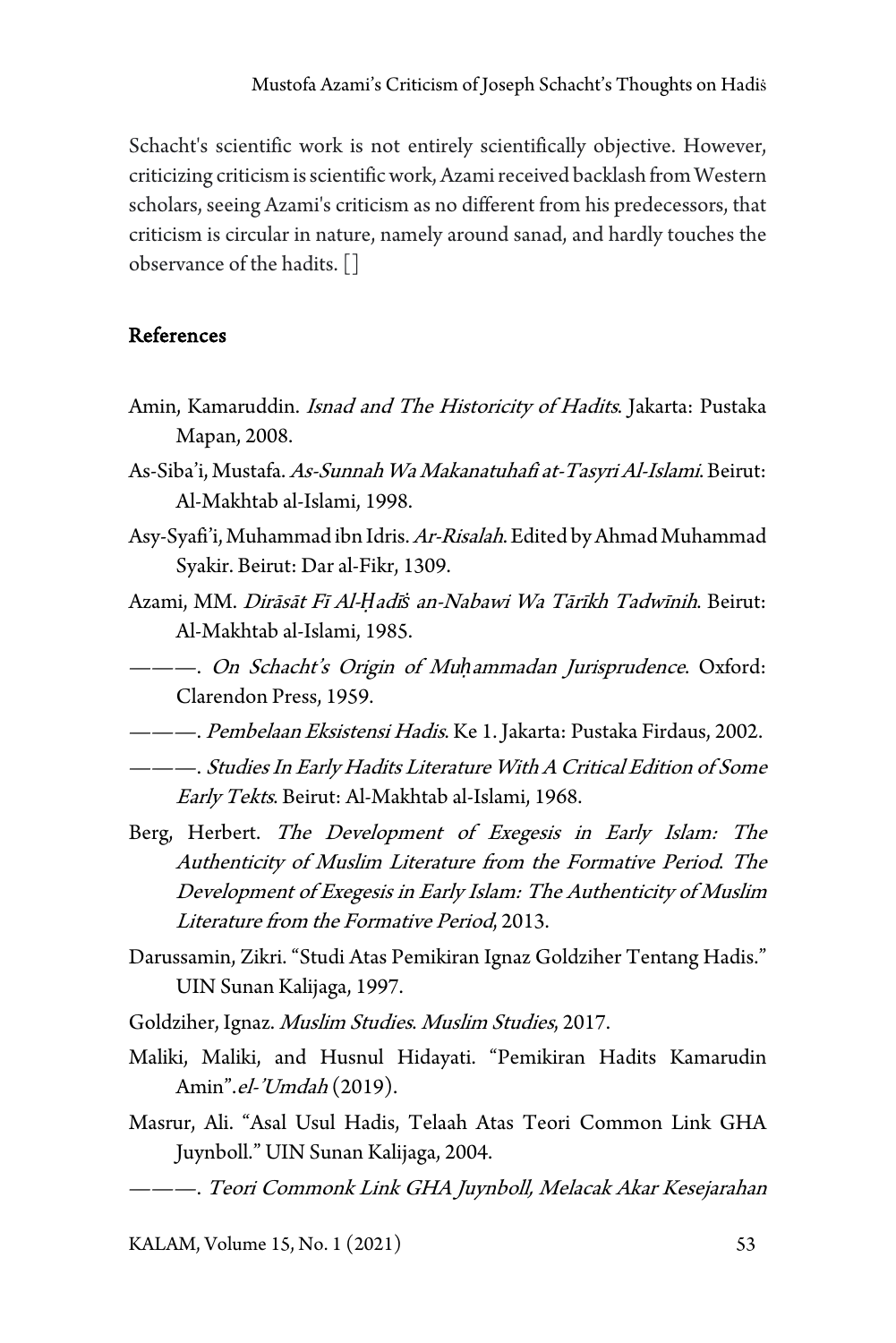Schacht's scientific work is not entirely scientifically objective. However, criticizing criticism is scientific work, Azami received backlash from Western scholars, seeing Azami's criticism as no different from his predecessors, that criticism is circular in nature, namely around sanad, and hardly touches the observance of the hadits. []

## References

Amin, Kamaruddin. *Isnad and The Historicity of Hadits*. Jakarta: Pustaka Mapan, 2008.

As-Siba'i, Mustafa. *As-Sunnah Wa Makanatuhafi at-Tasyri Al-Islami*. Beirut: Al-Makhtab al-Islami, 1998.

Asy-Syafi'i, Muhammad ibn Idris. *Ar-Risalah*. Edited by Ahmad Muhammad Syakir. Beirut: Dar al-Fikr, 1309.

Azami, MM. *Dirāsāt Fī Al-Ḥadīš an-Nabawi Wa Tārīkh Tadwīnih*. Beirut: Al-Makhtab al-Islami, 1985.

———. *On Schacht's Origin of Muḥammadan Jurisprudence*. Oxford: Clarendon Press, 1959.

———. *Pembelaan Eksistensi Hadis*. Ke 1. Jakarta: Pustaka Firdaus, 2002.

———. *Studies In Early Hadits Literature With A Critical Edition of Some Early Tekts*. Beirut: Al-Makhtab al-Islami, 1968.

Berg, Herbert. *The Development of Exegesis in Early Islam: The Authenticity of Muslim Literature from the Formative Period. The Development of Exegesis in Early Islam: The Authenticity of Muslim Literature from the Formative Period*, 2013.

Darussamin, Zikri. "Studi Atas Pemikiran Ignaz Goldziher Tentang Hadis." UIN Sunan Kalijaga, 1997.

Goldziher, Ignaz. *Muslim Studies. Muslim Studies*, 2017.

Maliki, Maliki, and Husnul Hidayati. "Pemikiran Hadits Kamarudin Amin".*el-'Umdah* (2019).

Masrur, Ali. "Asal Usul Hadis, Telaah Atas Teori Common Link GHA Juynboll." UIN Sunan Kalijaga, 2004.

———. *Teori Commonk Link GHA Juynboll, Melacak Akar Kesejarahan*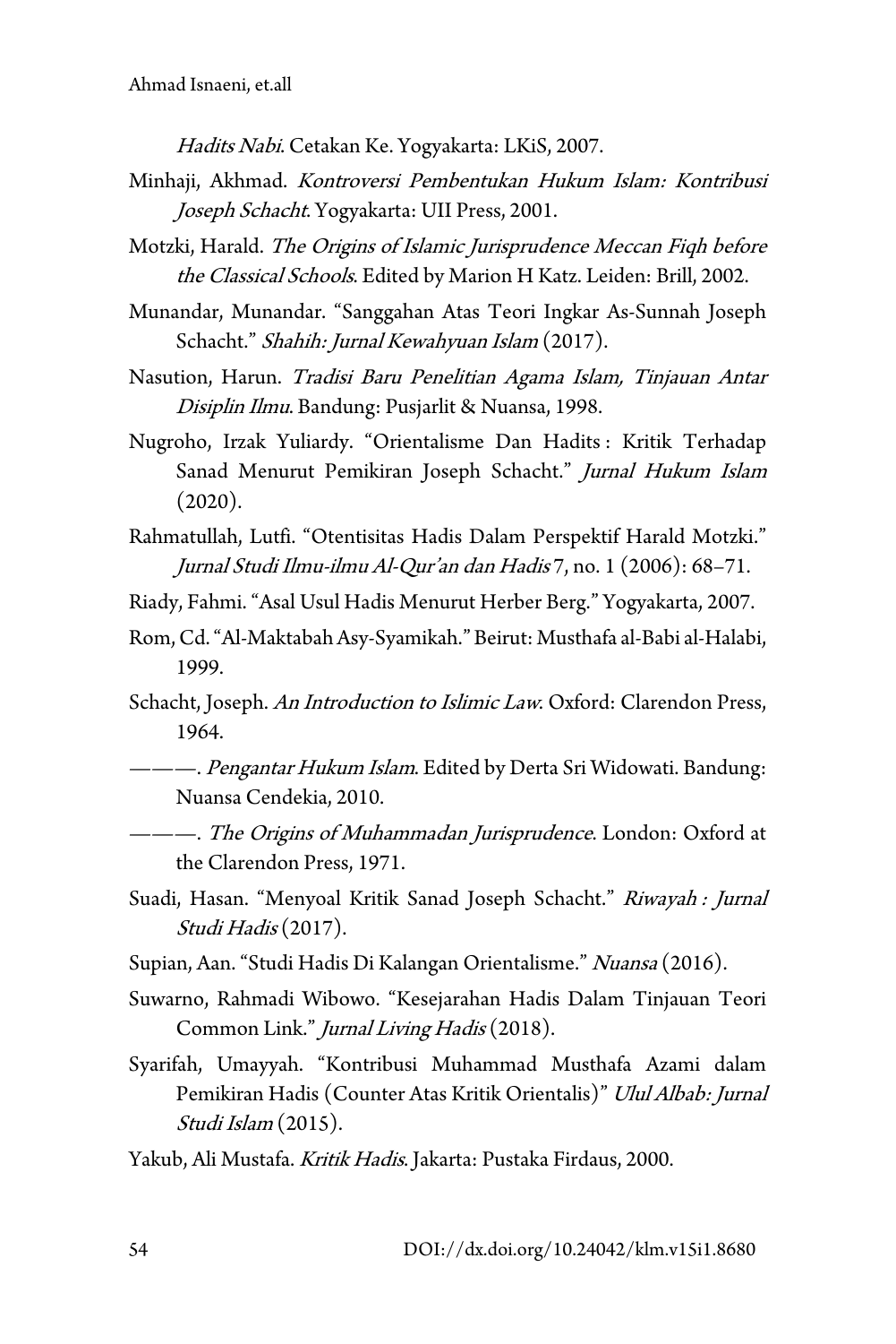*Hadits Nabi*. Cetakan Ke. Yogyakarta: LKiS, 2007.

Minhaji, Akhmad. *Kontroversi Pembentukan Hukum Islam: Kontribusi Joseph Schacht*. Yogyakarta: UII Press, 2001.

Motzki, Harald. *The Origins of Islamic Jurisprudence Meccan Fiqh before the Classical Schools*. Edited by Marion H Katz. Leiden: Brill, 2002.

Munandar, Munandar. "Sanggahan Atas Teori Ingkar As-Sunnah Joseph Schacht." *Shahih: Jurnal Kewahyuan Islam* (2017).

Nasution, Harun. *Tradisi Baru Penelitian Agama Islam, Tinjauan Antar Disiplin Ilmu*. Bandung: Pusjarlit & Nuansa, 1998.

Nugroho, Irzak Yuliardy. "Orientalisme Dan Hadits : Kritik Terhadap Sanad Menurut Pemikiran Joseph Schacht." *Jurnal Hukum Islam* (2020).

Rahmatullah, Lutfi. "Otentisitas Hadis Dalam Perspektif Harald Motzki." *Jurnal Studi Ilmu-ilmu Al-Qur'an dan Hadis* 7, no. 1 (2006): 68–71.

Riady, Fahmi. "Asal Usul Hadis Menurut Herber Berg." Yogyakarta, 2007.

Rom, Cd. "Al-Maktabah Asy-Syamikah." Beirut: Musthafa al-Babi al-Halabi, 1999.

Schacht, Joseph. *An Introduction to Islimic Law*. Oxford: Clarendon Press, 1964.

———. *Pengantar Hukum Islam*. Edited by Derta Sri Widowati. Bandung: Nuansa Cendekia, 2010.

———. *The Origins of Muhammadan Jurisprudence*. London: Oxford at the Clarendon Press, 1971.

Suadi, Hasan. "Menyoal Kritik Sanad Joseph Schacht." *Riwayah : Jurnal Studi Hadis* (2017).

Supian, Aan. "Studi Hadis Di Kalangan Orientalisme." *Nuansa* (2016).

Suwarno, Rahmadi Wibowo. "Kesejarahan Hadis Dalam Tinjauan Teori Common Link." *Jurnal Living Hadis* (2018).

Syarifah, Umayyah. "Kontribusi Muhammad Musthafa Azami dalam Pemikiran Hadis (Counter Atas Kritik Orientalis)" *Ulul Albab: Jurnal Studi Islam* (2015).

Yakub, Ali Mustafa. *Kritik Hadis*. Jakarta: Pustaka Firdaus, 2000.